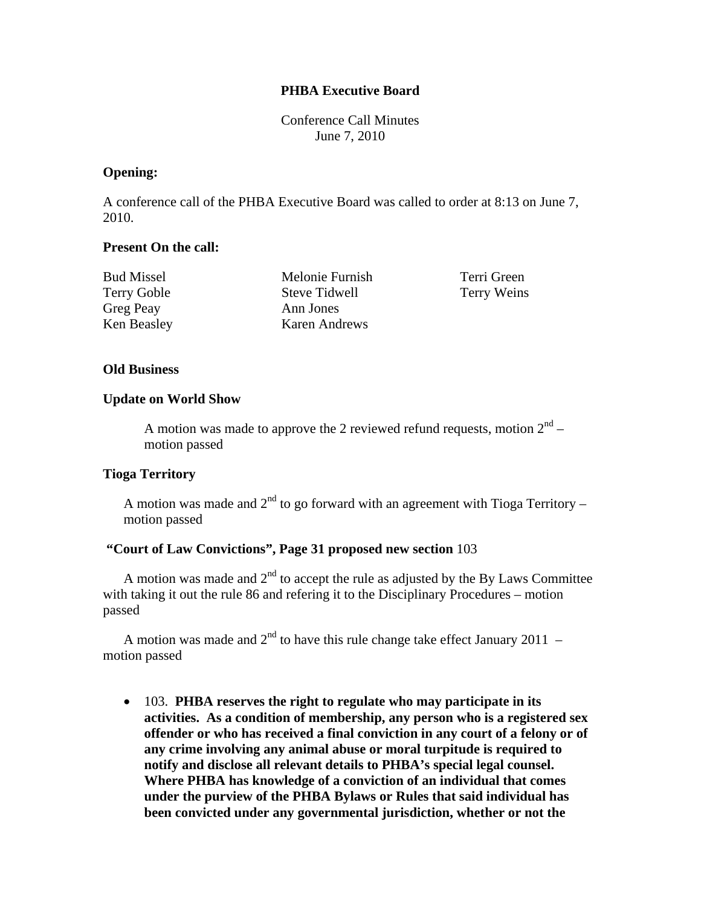**PHBA Executive Board**

Conference Call Minutes
June 7, 2010

**Opening:**

A conference call of the PHBA Executive Board was called to order at 8:13 on June 7, 2010.

**Present On the call:**

Bud Missel
Terry Goble
Greg Peay
Ken Beasley
Melonie Furnish
Steve Tidwell
Ann Jones
Karen Andrews
Terri Green
Terry Weins

**Old Business**

**Update on World Show**

A motion was made to approve the 2 reviewed refund requests, motion 2nd – motion passed

**Tioga Territory**

A motion was made and 2nd to go forward with an agreement with Tioga Territory – motion passed

**"Court of Law Convictions", Page 31 proposed new section** 103

A motion was made and 2nd to accept the rule as adjusted by the By Laws Committee with taking it out the rule 86 and refering it to the Disciplinary Procedures – motion passed

A motion was made and 2nd to have this rule change take effect January 2011 – motion passed

- 103. **PHBA reserves the right to regulate who may participate in its activities. As a condition of membership, any person who is a registered sex offender or who has received a final conviction in any court of a felony or of any crime involving any animal abuse or moral turpitude is required to notify and disclose all relevant details to PHBA's special legal counsel. Where PHBA has knowledge of a conviction of an individual that comes under the purview of the PHBA Bylaws or Rules that said individual has been convicted under any governmental jurisdiction, whether or not the**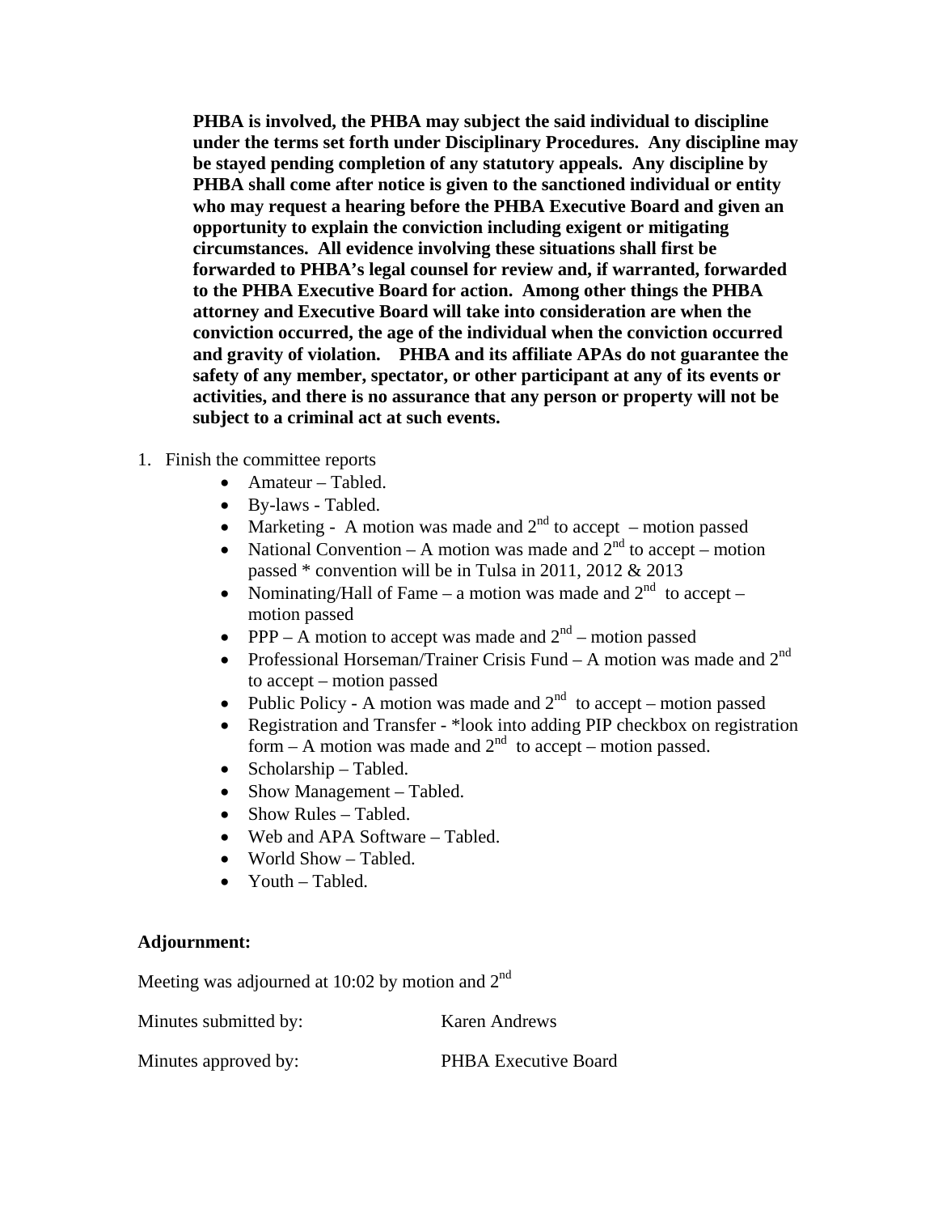**PHBA is involved, the PHBA may subject the said individual to discipline under the terms set forth under Disciplinary Procedures. Any discipline may be stayed pending completion of any statutory appeals. Any discipline by PHBA shall come after notice is given to the sanctioned individual or entity who may request a hearing before the PHBA Executive Board and given an opportunity to explain the conviction including exigent or mitigating circumstances. All evidence involving these situations shall first be forwarded to PHBA's legal counsel for review and, if warranted, forwarded to the PHBA Executive Board for action. Among other things the PHBA attorney and Executive Board will take into consideration are when the conviction occurred, the age of the individual when the conviction occurred and gravity of violation. PHBA and its affiliate APAs do not guarantee the safety of any member, spectator, or other participant at any of its events or activities, and there is no assurance that any person or property will not be subject to a criminal act at such events.**

1. Finish the committee reports
   - Amateur – Tabled.
   - By-laws - Tabled.
   - Marketing - A motion was made and 2nd to accept – motion passed
   - National Convention – A motion was made and 2nd to accept – motion passed * convention will be in Tulsa in 2011, 2012 & 2013
   - Nominating/Hall of Fame – a motion was made and 2nd to accept – motion passed
   - PPP – A motion to accept was made and 2nd – motion passed
   - Professional Horseman/Trainer Crisis Fund – A motion was made and 2nd to accept – motion passed
   - Public Policy - A motion was made and 2nd to accept – motion passed
   - Registration and Transfer - *look into adding PIP checkbox on registration form – A motion was made and 2nd to accept – motion passed.
   - Scholarship – Tabled.
   - Show Management – Tabled.
   - Show Rules – Tabled.
   - Web and APA Software – Tabled.
   - World Show – Tabled.
   - Youth – Tabled.

**Adjournment:**

Meeting was adjourned at 10:02 by motion and 2nd

Minutes submitted by: Karen Andrews

Minutes approved by: PHBA Executive Board